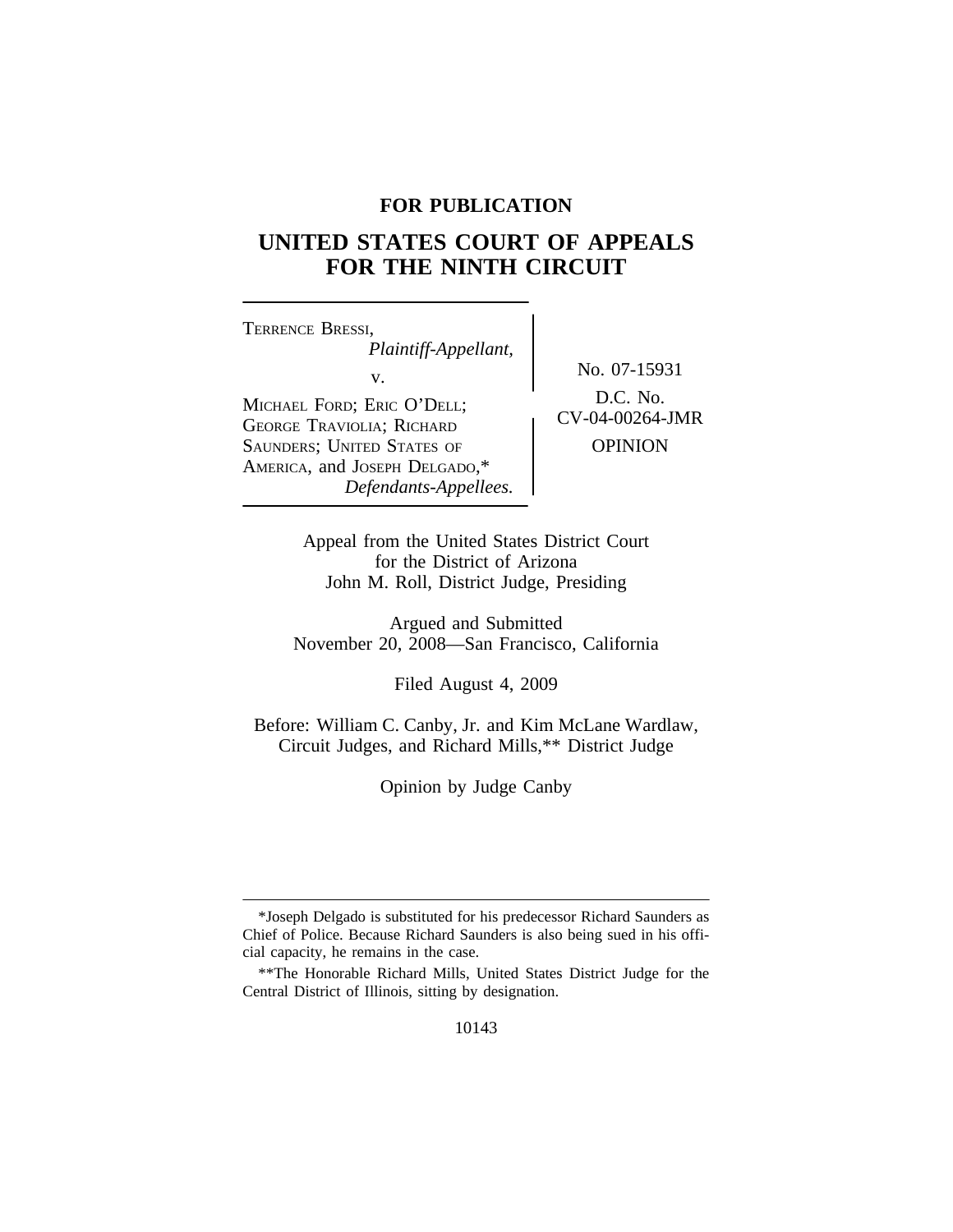**FOR PUBLICATION**

# UNITED STATES COURT OF APPEALS FOR THE NINTH CIRCUIT

| | |
|---|---|
| TERRENCE BRESSI, *Plaintiff-Appellant*, v. MICHAEL FORD; ERIC O'DELL; GEORGE TRAVIOLIA; RICHARD SAUNDERS; UNITED STATES OF AMERICA, and JOSEPH DELGADO,* *Defendants-Appellees.* | No. 07-15931 D.C. No. CV-04-00264-JMR OPINION |

Appeal from the United States District Court for the District of Arizona
John M. Roll, District Judge, Presiding

Argued and Submitted
November 20, 2008—San Francisco, California

Filed August 4, 2009

Before: William C. Canby, Jr. and Kim McLane Wardlaw, Circuit Judges, and Richard Mills,** District Judge

Opinion by Judge Canby

---

*Joseph Delgado is substituted for his predecessor Richard Saunders as Chief of Police. Because Richard Saunders is also being sued in his official capacity, he remains in the case.

**The Honorable Richard Mills, United States District Judge for the Central District of Illinois, sitting by designation.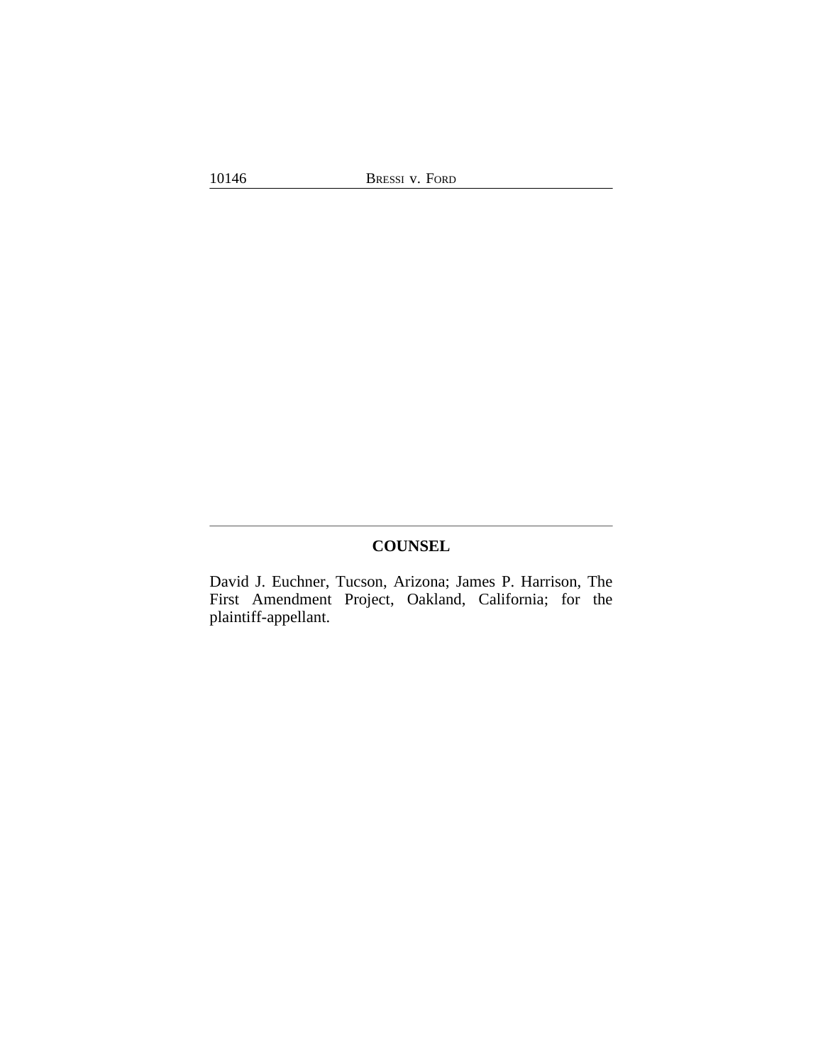## COUNSEL

David J. Euchner, Tucson, Arizona; James P. Harrison, The First Amendment Project, Oakland, California; for the plaintiff-appellant.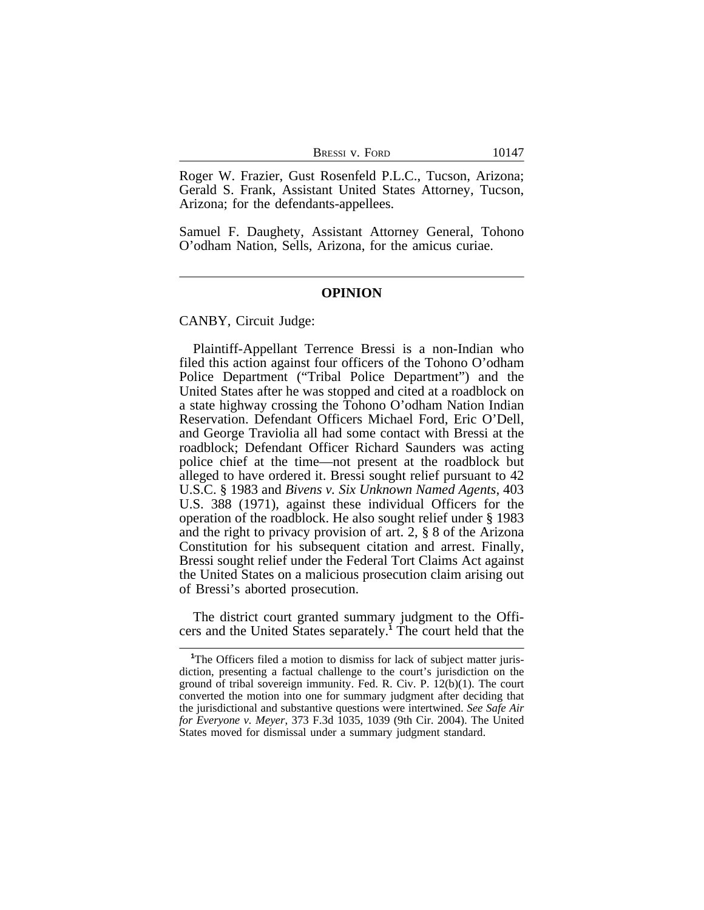Roger W. Frazier, Gust Rosenfeld P.L.C., Tucson, Arizona; Gerald S. Frank, Assistant United States Attorney, Tucson, Arizona; for the defendants-appellees.

Samuel F. Daughety, Assistant Attorney General, Tohono O'odham Nation, Sells, Arizona, for the amicus curiae.

---

## OPINION

CANBY, Circuit Judge:

Plaintiff-Appellant Terrence Bressi is a non-Indian who filed this action against four officers of the Tohono O'odham Police Department ("Tribal Police Department") and the United States after he was stopped and cited at a roadblock on a state highway crossing the Tohono O'odham Nation Indian Reservation. Defendant Officers Michael Ford, Eric O'Dell, and George Traviolia all had some contact with Bressi at the roadblock; Defendant Officer Richard Saunders was acting police chief at the time—not present at the roadblock but alleged to have ordered it. Bressi sought relief pursuant to 42 U.S.C. § 1983 and *Bivens v. Six Unknown Named Agents*, 403 U.S. 388 (1971), against these individual Officers for the operation of the roadblock. He also sought relief under § 1983 and the right to privacy provision of art. 2, § 8 of the Arizona Constitution for his subsequent citation and arrest. Finally, Bressi sought relief under the Federal Tort Claims Act against the United States on a malicious prosecution claim arising out of Bressi's aborted prosecution.

The district court granted summary judgment to the Officers and the United States separately.[1] The court held that the

---

[1]The Officers filed a motion to dismiss for lack of subject matter jurisdiction, presenting a factual challenge to the court's jurisdiction on the ground of tribal sovereign immunity. Fed. R. Civ. P. 12(b)(1). The court converted the motion into one for summary judgment after deciding that the jurisdictional and substantive questions were intertwined. *See Safe Air for Everyone v. Meyer*, 373 F.3d 1035, 1039 (9th Cir. 2004). The United States moved for dismissal under a summary judgment standard.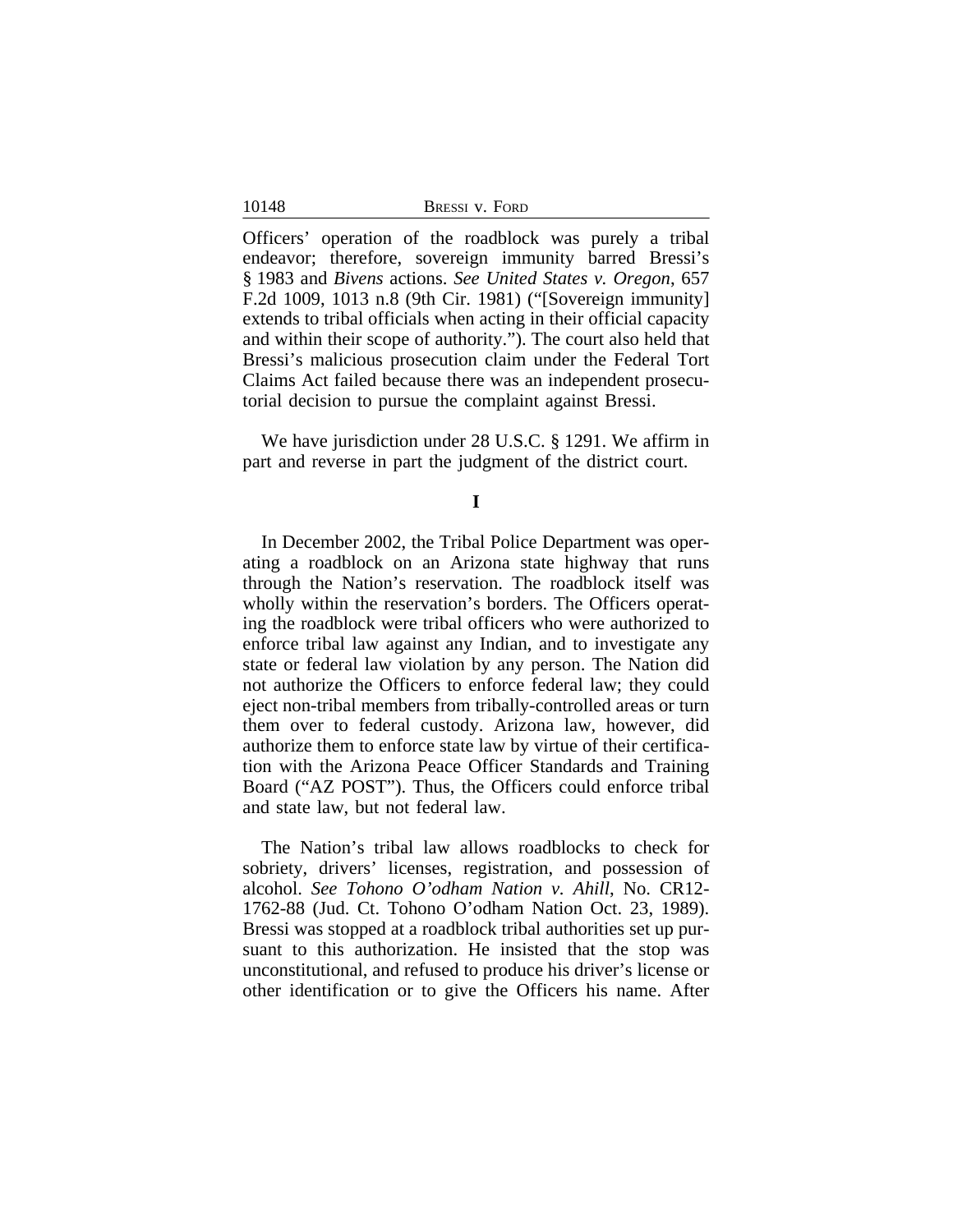Officers' operation of the roadblock was purely a tribal endeavor; therefore, sovereign immunity barred Bressi's § 1983 and *Bivens* actions. *See United States v. Oregon*, 657 F.2d 1009, 1013 n.8 (9th Cir. 1981) ("[Sovereign immunity] extends to tribal officials when acting in their official capacity and within their scope of authority."). The court also held that Bressi's malicious prosecution claim under the Federal Tort Claims Act failed because there was an independent prosecutorial decision to pursue the complaint against Bressi.

We have jurisdiction under 28 U.S.C. § 1291. We affirm in part and reverse in part the judgment of the district court.

## I

In December 2002, the Tribal Police Department was operating a roadblock on an Arizona state highway that runs through the Nation's reservation. The roadblock itself was wholly within the reservation's borders. The Officers operating the roadblock were tribal officers who were authorized to enforce tribal law against any Indian, and to investigate any state or federal law violation by any person. The Nation did not authorize the Officers to enforce federal law; they could eject non-tribal members from tribally-controlled areas or turn them over to federal custody. Arizona law, however, did authorize them to enforce state law by virtue of their certification with the Arizona Peace Officer Standards and Training Board ("AZ POST"). Thus, the Officers could enforce tribal and state law, but not federal law.

The Nation's tribal law allows roadblocks to check for sobriety, drivers' licenses, registration, and possession of alcohol. *See Tohono O'odham Nation v. Ahill*, No. CR12-1762-88 (Jud. Ct. Tohono O'odham Nation Oct. 23, 1989). Bressi was stopped at a roadblock tribal authorities set up pursuant to this authorization. He insisted that the stop was unconstitutional, and refused to produce his driver's license or other identification or to give the Officers his name. After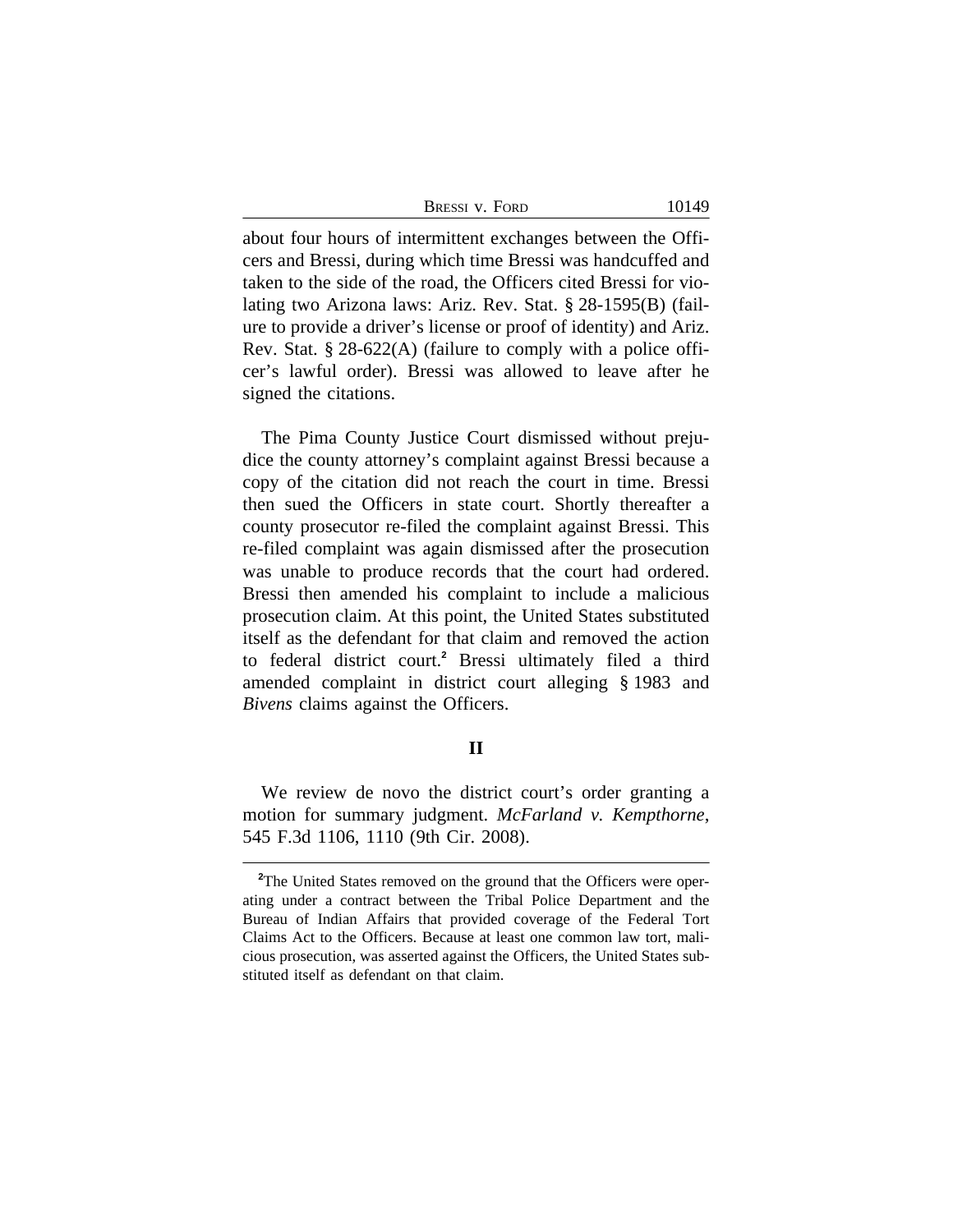about four hours of intermittent exchanges between the Officers and Bressi, during which time Bressi was handcuffed and taken to the side of the road, the Officers cited Bressi for violating two Arizona laws: Ariz. Rev. Stat. § 28-1595(B) (failure to provide a driver's license or proof of identity) and Ariz. Rev. Stat. § 28-622(A) (failure to comply with a police officer's lawful order). Bressi was allowed to leave after he signed the citations.

The Pima County Justice Court dismissed without prejudice the county attorney's complaint against Bressi because a copy of the citation did not reach the court in time. Bressi then sued the Officers in state court. Shortly thereafter a county prosecutor re-filed the complaint against Bressi. This re-filed complaint was again dismissed after the prosecution was unable to produce records that the court had ordered. Bressi then amended his complaint to include a malicious prosecution claim. At this point, the United States substituted itself as the defendant for that claim and removed the action to federal district court.[2] Bressi ultimately filed a third amended complaint in district court alleging § 1983 and *Bivens* claims against the Officers.

## II

We review de novo the district court's order granting a motion for summary judgment. *McFarland v. Kempthorne*, 545 F.3d 1106, 1110 (9th Cir. 2008).

[2]The United States removed on the ground that the Officers were operating under a contract between the Tribal Police Department and the Bureau of Indian Affairs that provided coverage of the Federal Tort Claims Act to the Officers. Because at least one common law tort, malicious prosecution, was asserted against the Officers, the United States substituted itself as defendant on that claim.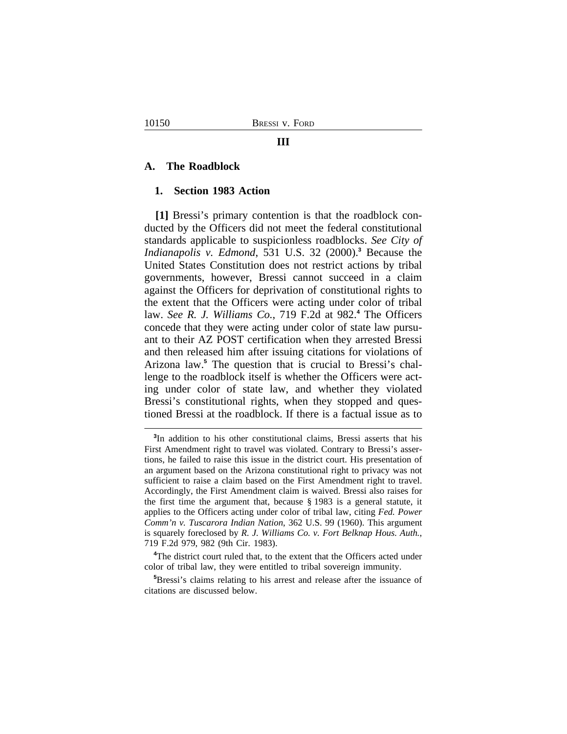## III

### A. The Roadblock

#### 1. Section 1983 Action

**[1]** Bressi's primary contention is that the roadblock conducted by the Officers did not meet the federal constitutional standards applicable to suspicionless roadblocks. *See City of Indianapolis v. Edmond*, 531 U.S. 32 (2000).[3] Because the United States Constitution does not restrict actions by tribal governments, however, Bressi cannot succeed in a claim against the Officers for deprivation of constitutional rights to the extent that the Officers were acting under color of tribal law. *See R. J. Williams Co.*, 719 F.2d at 982.[4] The Officers concede that they were acting under color of state law pursuant to their AZ POST certification when they arrested Bressi and then released him after issuing citations for violations of Arizona law.[5] The question that is crucial to Bressi's challenge to the roadblock itself is whether the Officers were acting under color of state law, and whether they violated Bressi's constitutional rights, when they stopped and questioned Bressi at the roadblock. If there is a factual issue as to

---

[3]In addition to his other constitutional claims, Bressi asserts that his First Amendment right to travel was violated. Contrary to Bressi's assertions, he failed to raise this issue in the district court. His presentation of an argument based on the Arizona constitutional right to privacy was not sufficient to raise a claim based on the First Amendment right to travel. Accordingly, the First Amendment claim is waived. Bressi also raises for the first time the argument that, because § 1983 is a general statute, it applies to the Officers acting under color of tribal law, citing *Fed. Power Comm'n v. Tuscarora Indian Nation*, 362 U.S. 99 (1960). This argument is squarely foreclosed by *R. J. Williams Co. v. Fort Belknap Hous. Auth.*, 719 F.2d 979, 982 (9th Cir. 1983).

[4]The district court ruled that, to the extent that the Officers acted under color of tribal law, they were entitled to tribal sovereign immunity.

[5]Bressi's claims relating to his arrest and release after the issuance of citations are discussed below.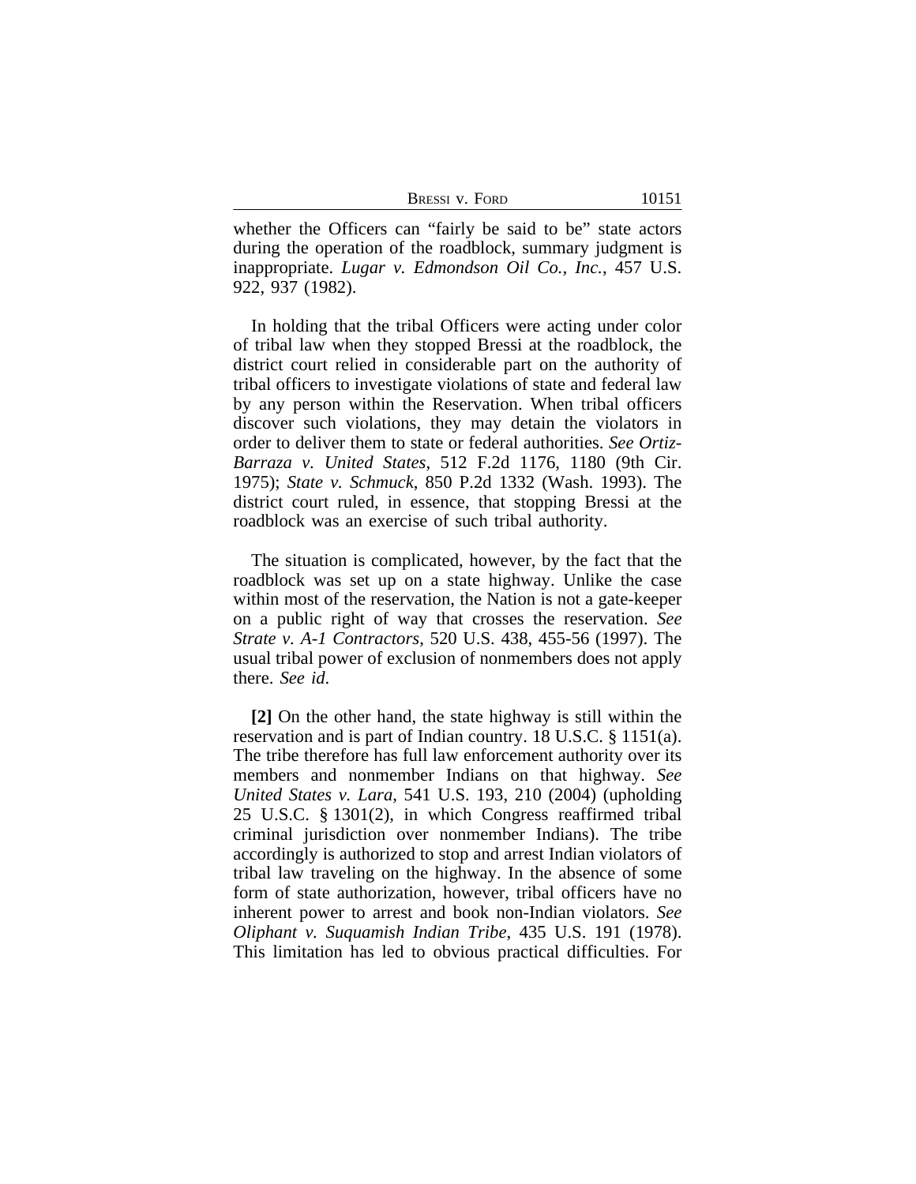whether the Officers can "fairly be said to be" state actors during the operation of the roadblock, summary judgment is inappropriate. *Lugar v. Edmondson Oil Co., Inc.*, 457 U.S. 922, 937 (1982).

In holding that the tribal Officers were acting under color of tribal law when they stopped Bressi at the roadblock, the district court relied in considerable part on the authority of tribal officers to investigate violations of state and federal law by any person within the Reservation. When tribal officers discover such violations, they may detain the violators in order to deliver them to state or federal authorities. *See Ortiz-Barraza v. United States*, 512 F.2d 1176, 1180 (9th Cir. 1975); *State v. Schmuck*, 850 P.2d 1332 (Wash. 1993). The district court ruled, in essence, that stopping Bressi at the roadblock was an exercise of such tribal authority.

The situation is complicated, however, by the fact that the roadblock was set up on a state highway. Unlike the case within most of the reservation, the Nation is not a gate-keeper on a public right of way that crosses the reservation. *See Strate v. A-1 Contractors*, 520 U.S. 438, 455-56 (1997). The usual tribal power of exclusion of nonmembers does not apply there. *See id*.

**[2]** On the other hand, the state highway is still within the reservation and is part of Indian country. 18 U.S.C. § 1151(a). The tribe therefore has full law enforcement authority over its members and nonmember Indians on that highway. *See United States v. Lara*, 541 U.S. 193, 210 (2004) (upholding 25 U.S.C. § 1301(2), in which Congress reaffirmed tribal criminal jurisdiction over nonmember Indians). The tribe accordingly is authorized to stop and arrest Indian violators of tribal law traveling on the highway. In the absence of some form of state authorization, however, tribal officers have no inherent power to arrest and book non-Indian violators. *See Oliphant v. Suquamish Indian Tribe*, 435 U.S. 191 (1978). This limitation has led to obvious practical difficulties. For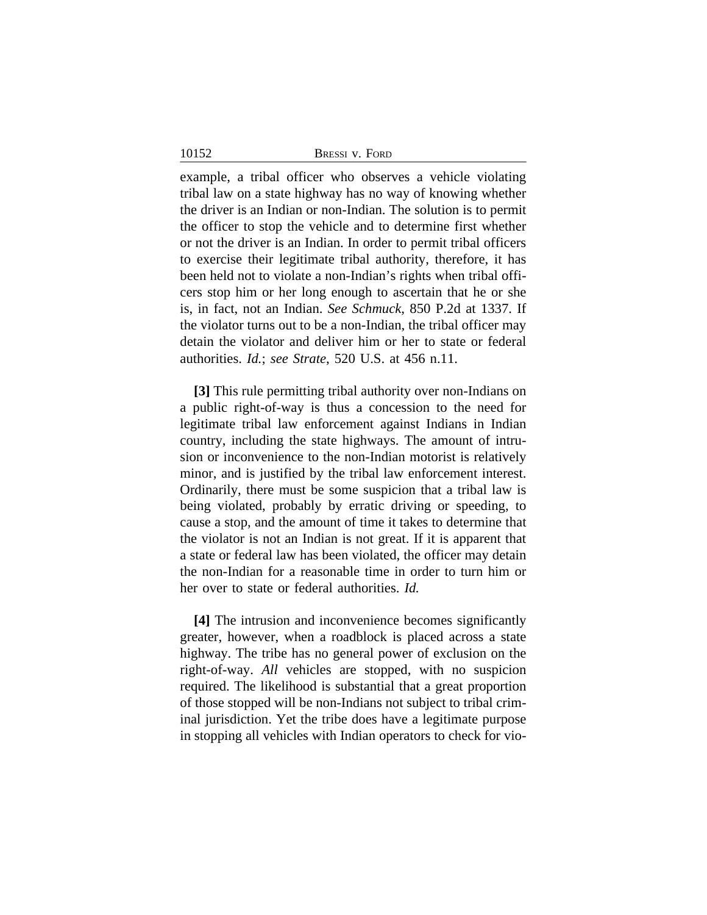example, a tribal officer who observes a vehicle violating tribal law on a state highway has no way of knowing whether the driver is an Indian or non-Indian. The solution is to permit the officer to stop the vehicle and to determine first whether or not the driver is an Indian. In order to permit tribal officers to exercise their legitimate tribal authority, therefore, it has been held not to violate a non-Indian's rights when tribal officers stop him or her long enough to ascertain that he or she is, in fact, not an Indian. *See Schmuck*, 850 P.2d at 1337. If the violator turns out to be a non-Indian, the tribal officer may detain the violator and deliver him or her to state or federal authorities. *Id.*; *see Strate*, 520 U.S. at 456 n.11.

**[3]** This rule permitting tribal authority over non-Indians on a public right-of-way is thus a concession to the need for legitimate tribal law enforcement against Indians in Indian country, including the state highways. The amount of intrusion or inconvenience to the non-Indian motorist is relatively minor, and is justified by the tribal law enforcement interest. Ordinarily, there must be some suspicion that a tribal law is being violated, probably by erratic driving or speeding, to cause a stop, and the amount of time it takes to determine that the violator is not an Indian is not great. If it is apparent that a state or federal law has been violated, the officer may detain the non-Indian for a reasonable time in order to turn him or her over to state or federal authorities. *Id.*

**[4]** The intrusion and inconvenience becomes significantly greater, however, when a roadblock is placed across a state highway. The tribe has no general power of exclusion on the right-of-way. *All* vehicles are stopped, with no suspicion required. The likelihood is substantial that a great proportion of those stopped will be non-Indians not subject to tribal criminal jurisdiction. Yet the tribe does have a legitimate purpose in stopping all vehicles with Indian operators to check for vio-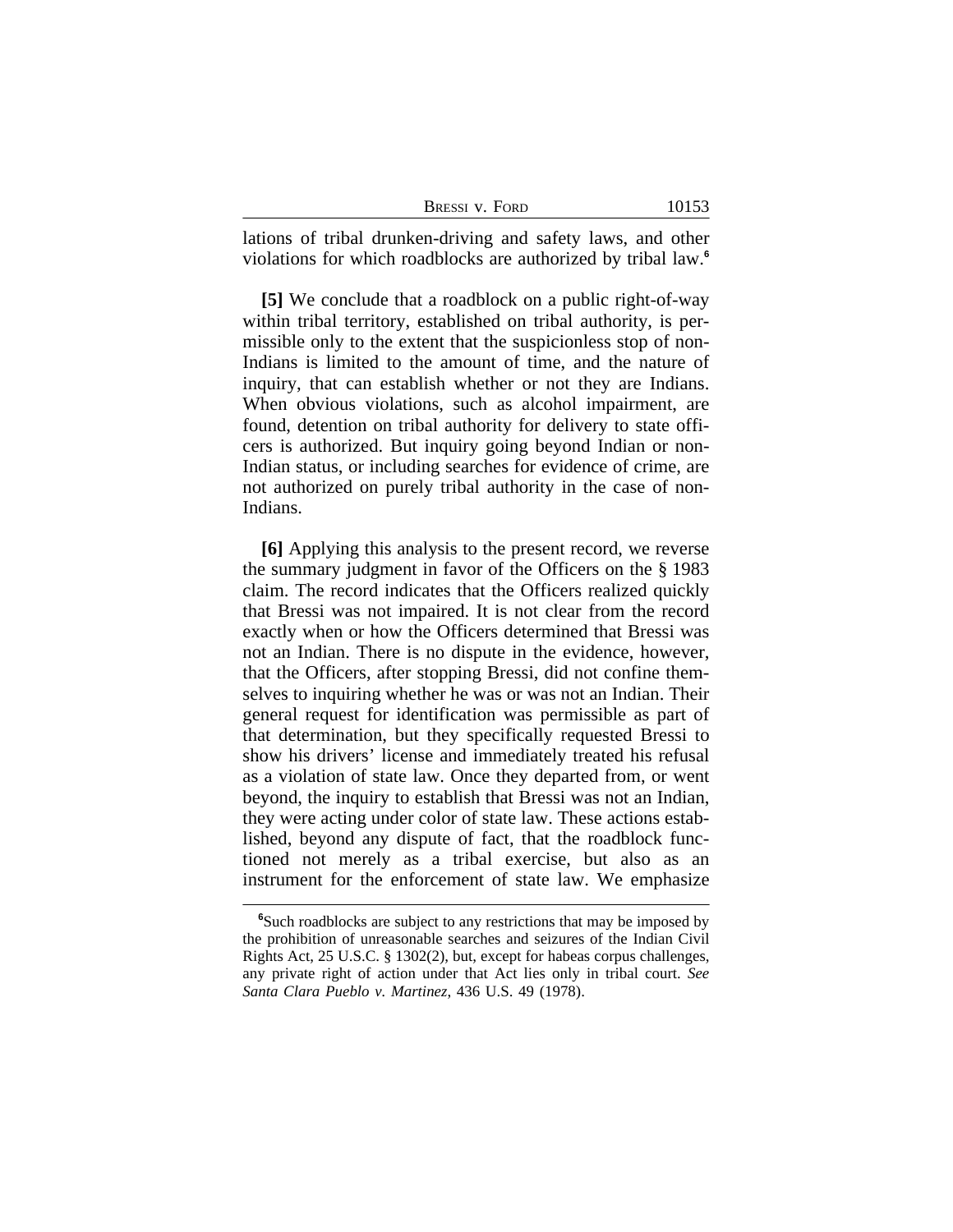lations of tribal drunken-driving and safety laws, and other violations for which roadblocks are authorized by tribal law.[6]

**[5]** We conclude that a roadblock on a public right-of-way within tribal territory, established on tribal authority, is permissible only to the extent that the suspicionless stop of non-Indians is limited to the amount of time, and the nature of inquiry, that can establish whether or not they are Indians. When obvious violations, such as alcohol impairment, are found, detention on tribal authority for delivery to state officers is authorized. But inquiry going beyond Indian or non-Indian status, or including searches for evidence of crime, are not authorized on purely tribal authority in the case of non-Indians.

**[6]** Applying this analysis to the present record, we reverse the summary judgment in favor of the Officers on the § 1983 claim. The record indicates that the Officers realized quickly that Bressi was not impaired. It is not clear from the record exactly when or how the Officers determined that Bressi was not an Indian. There is no dispute in the evidence, however, that the Officers, after stopping Bressi, did not confine themselves to inquiring whether he was or was not an Indian. Their general request for identification was permissible as part of that determination, but they specifically requested Bressi to show his drivers' license and immediately treated his refusal as a violation of state law. Once they departed from, or went beyond, the inquiry to establish that Bressi was not an Indian, they were acting under color of state law. These actions established, beyond any dispute of fact, that the roadblock functioned not merely as a tribal exercise, but also as an instrument for the enforcement of state law. We emphasize

[6]Such roadblocks are subject to any restrictions that may be imposed by the prohibition of unreasonable searches and seizures of the Indian Civil Rights Act, 25 U.S.C. § 1302(2), but, except for habeas corpus challenges, any private right of action under that Act lies only in tribal court. *See Santa Clara Pueblo v. Martinez*, 436 U.S. 49 (1978).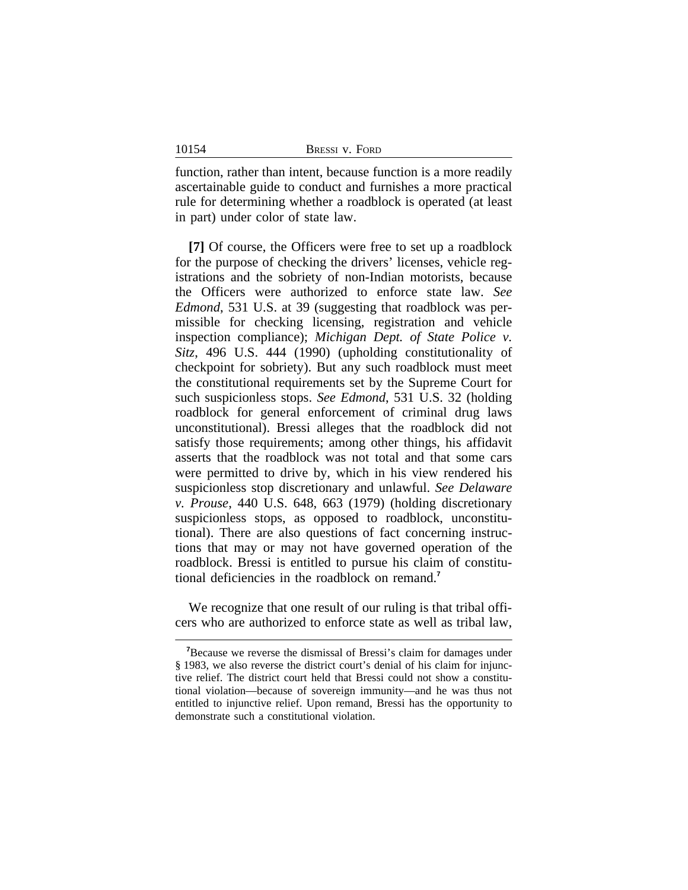function, rather than intent, because function is a more readily ascertainable guide to conduct and furnishes a more practical rule for determining whether a roadblock is operated (at least in part) under color of state law.

**[7]** Of course, the Officers were free to set up a roadblock for the purpose of checking the drivers' licenses, vehicle registrations and the sobriety of non-Indian motorists, because the Officers were authorized to enforce state law. *See Edmond*, 531 U.S. at 39 (suggesting that roadblock was permissible for checking licensing, registration and vehicle inspection compliance); *Michigan Dept. of State Police v. Sitz*, 496 U.S. 444 (1990) (upholding constitutionality of checkpoint for sobriety). But any such roadblock must meet the constitutional requirements set by the Supreme Court for such suspicionless stops. *See Edmond*, 531 U.S. 32 (holding roadblock for general enforcement of criminal drug laws unconstitutional). Bressi alleges that the roadblock did not satisfy those requirements; among other things, his affidavit asserts that the roadblock was not total and that some cars were permitted to drive by, which in his view rendered his suspicionless stop discretionary and unlawful. *See Delaware v. Prouse*, 440 U.S. 648, 663 (1979) (holding discretionary suspicionless stops, as opposed to roadblock, unconstitutional). There are also questions of fact concerning instructions that may or may not have governed operation of the roadblock. Bressi is entitled to pursue his claim of constitutional deficiencies in the roadblock on remand.[7]

We recognize that one result of our ruling is that tribal officers who are authorized to enforce state as well as tribal law,

---

[7]Because we reverse the dismissal of Bressi's claim for damages under § 1983, we also reverse the district court's denial of his claim for injunctive relief. The district court held that Bressi could not show a constitutional violation—because of sovereign immunity—and he was thus not entitled to injunctive relief. Upon remand, Bressi has the opportunity to demonstrate such a constitutional violation.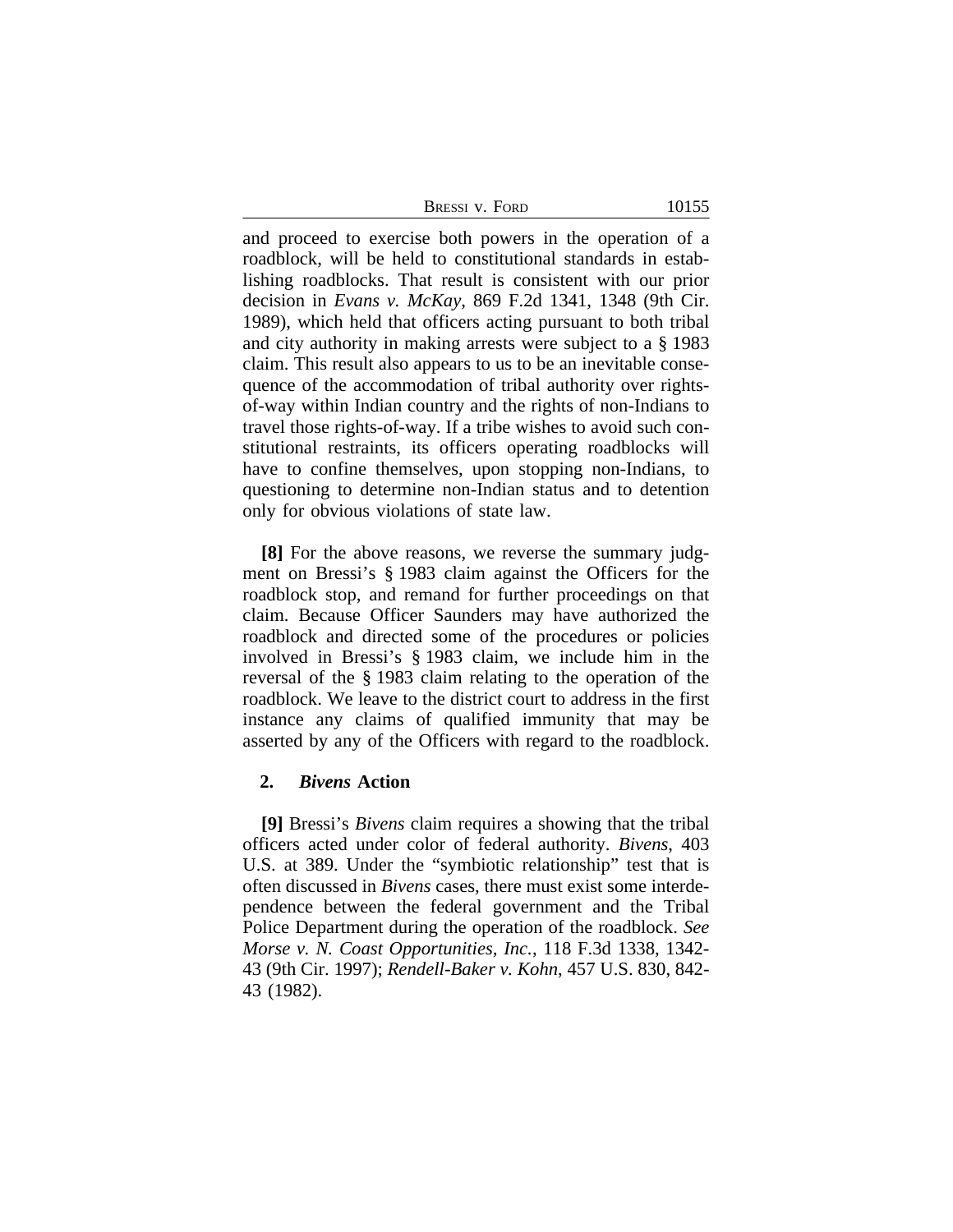and proceed to exercise both powers in the operation of a roadblock, will be held to constitutional standards in establishing roadblocks. That result is consistent with our prior decision in *Evans v. McKay*, 869 F.2d 1341, 1348 (9th Cir. 1989), which held that officers acting pursuant to both tribal and city authority in making arrests were subject to a § 1983 claim. This result also appears to us to be an inevitable consequence of the accommodation of tribal authority over rights-of-way within Indian country and the rights of non-Indians to travel those rights-of-way. If a tribe wishes to avoid such constitutional restraints, its officers operating roadblocks will have to confine themselves, upon stopping non-Indians, to questioning to determine non-Indian status and to detention only for obvious violations of state law.

**[8]** For the above reasons, we reverse the summary judgment on Bressi's § 1983 claim against the Officers for the roadblock stop, and remand for further proceedings on that claim. Because Officer Saunders may have authorized the roadblock and directed some of the procedures or policies involved in Bressi's § 1983 claim, we include him in the reversal of the § 1983 claim relating to the operation of the roadblock. We leave to the district court to address in the first instance any claims of qualified immunity that may be asserted by any of the Officers with regard to the roadblock.

### 2. *Bivens* Action

**[9]** Bressi's *Bivens* claim requires a showing that the tribal officers acted under color of federal authority. *Bivens*, 403 U.S. at 389. Under the "symbiotic relationship" test that is often discussed in *Bivens* cases, there must exist some interdependence between the federal government and the Tribal Police Department during the operation of the roadblock. *See Morse v. N. Coast Opportunities, Inc.*, 118 F.3d 1338, 1342-43 (9th Cir. 1997); *Rendell-Baker v. Kohn*, 457 U.S. 830, 842-43 (1982).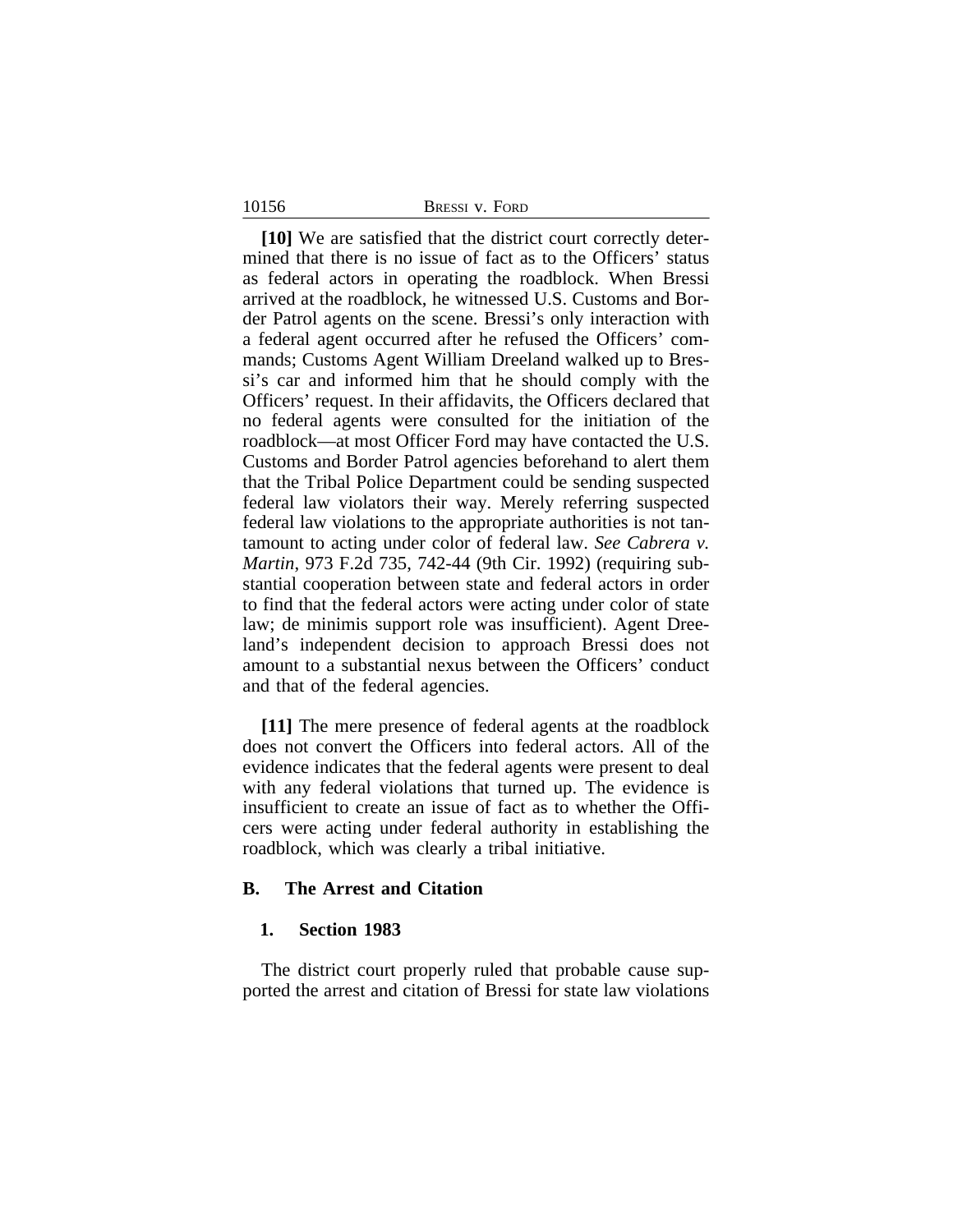**[10]** We are satisfied that the district court correctly determined that there is no issue of fact as to the Officers' status as federal actors in operating the roadblock. When Bressi arrived at the roadblock, he witnessed U.S. Customs and Border Patrol agents on the scene. Bressi's only interaction with a federal agent occurred after he refused the Officers' commands; Customs Agent William Dreeland walked up to Bressi's car and informed him that he should comply with the Officers' request. In their affidavits, the Officers declared that no federal agents were consulted for the initiation of the roadblock—at most Officer Ford may have contacted the U.S. Customs and Border Patrol agencies beforehand to alert them that the Tribal Police Department could be sending suspected federal law violators their way. Merely referring suspected federal law violations to the appropriate authorities is not tantamount to acting under color of federal law. *See Cabrera v. Martin*, 973 F.2d 735, 742-44 (9th Cir. 1992) (requiring substantial cooperation between state and federal actors in order to find that the federal actors were acting under color of state law; de minimis support role was insufficient). Agent Dreeland's independent decision to approach Bressi does not amount to a substantial nexus between the Officers' conduct and that of the federal agencies.

**[11]** The mere presence of federal agents at the roadblock does not convert the Officers into federal actors. All of the evidence indicates that the federal agents were present to deal with any federal violations that turned up. The evidence is insufficient to create an issue of fact as to whether the Officers were acting under federal authority in establishing the roadblock, which was clearly a tribal initiative.

### B. The Arrest and Citation

#### 1. Section 1983

The district court properly ruled that probable cause supported the arrest and citation of Bressi for state law violations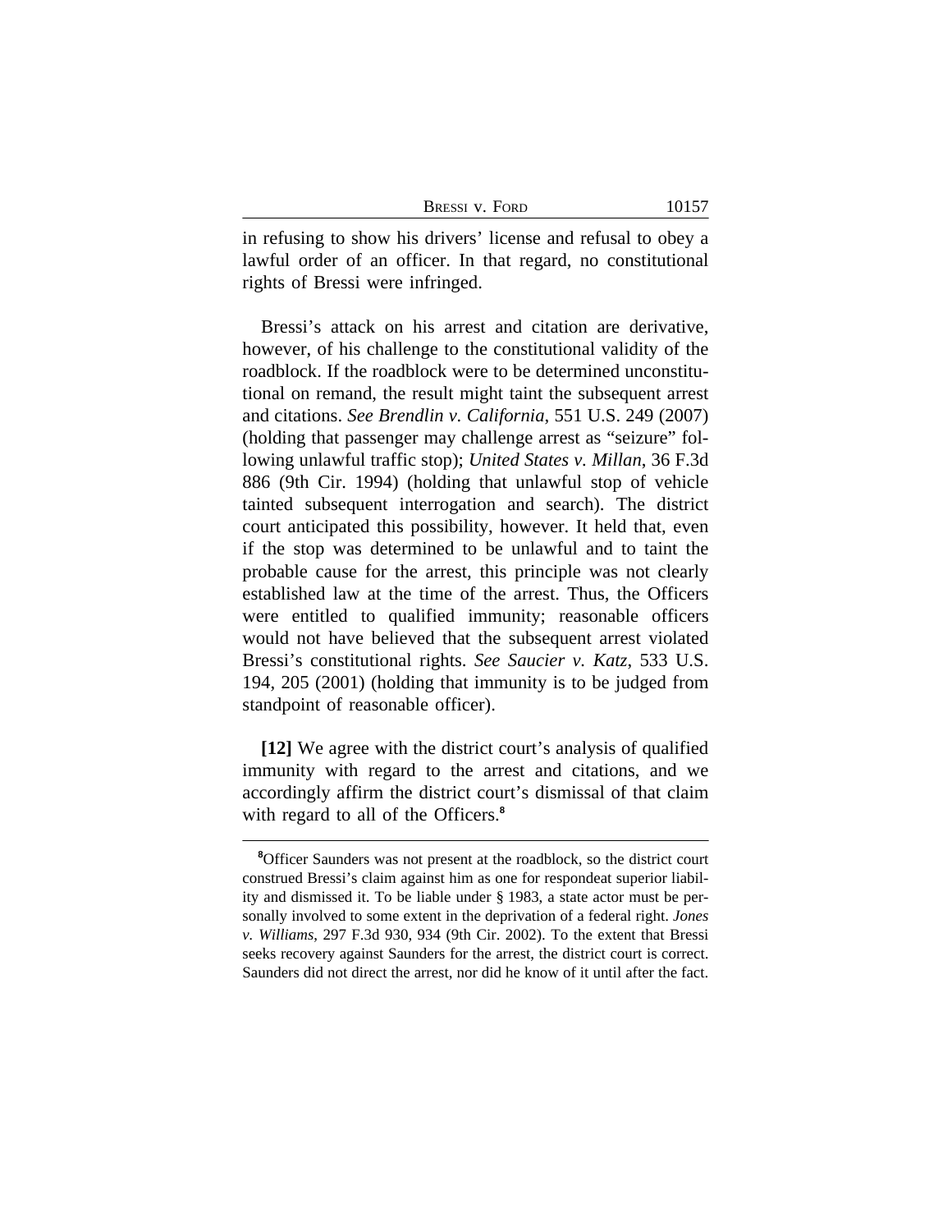in refusing to show his drivers' license and refusal to obey a lawful order of an officer. In that regard, no constitutional rights of Bressi were infringed.

Bressi's attack on his arrest and citation are derivative, however, of his challenge to the constitutional validity of the roadblock. If the roadblock were to be determined unconstitutional on remand, the result might taint the subsequent arrest and citations. *See Brendlin v. California*, 551 U.S. 249 (2007) (holding that passenger may challenge arrest as "seizure" following unlawful traffic stop); *United States v. Millan*, 36 F.3d 886 (9th Cir. 1994) (holding that unlawful stop of vehicle tainted subsequent interrogation and search). The district court anticipated this possibility, however. It held that, even if the stop was determined to be unlawful and to taint the probable cause for the arrest, this principle was not clearly established law at the time of the arrest. Thus, the Officers were entitled to qualified immunity; reasonable officers would not have believed that the subsequent arrest violated Bressi's constitutional rights. *See Saucier v. Katz*, 533 U.S. 194, 205 (2001) (holding that immunity is to be judged from standpoint of reasonable officer).

**[12]** We agree with the district court's analysis of qualified immunity with regard to the arrest and citations, and we accordingly affirm the district court's dismissal of that claim with regard to all of the Officers.[8]

---

[8]Officer Saunders was not present at the roadblock, so the district court construed Bressi's claim against him as one for respondeat superior liability and dismissed it. To be liable under § 1983, a state actor must be personally involved to some extent in the deprivation of a federal right. *Jones v. Williams*, 297 F.3d 930, 934 (9th Cir. 2002). To the extent that Bressi seeks recovery against Saunders for the arrest, the district court is correct. Saunders did not direct the arrest, nor did he know of it until after the fact.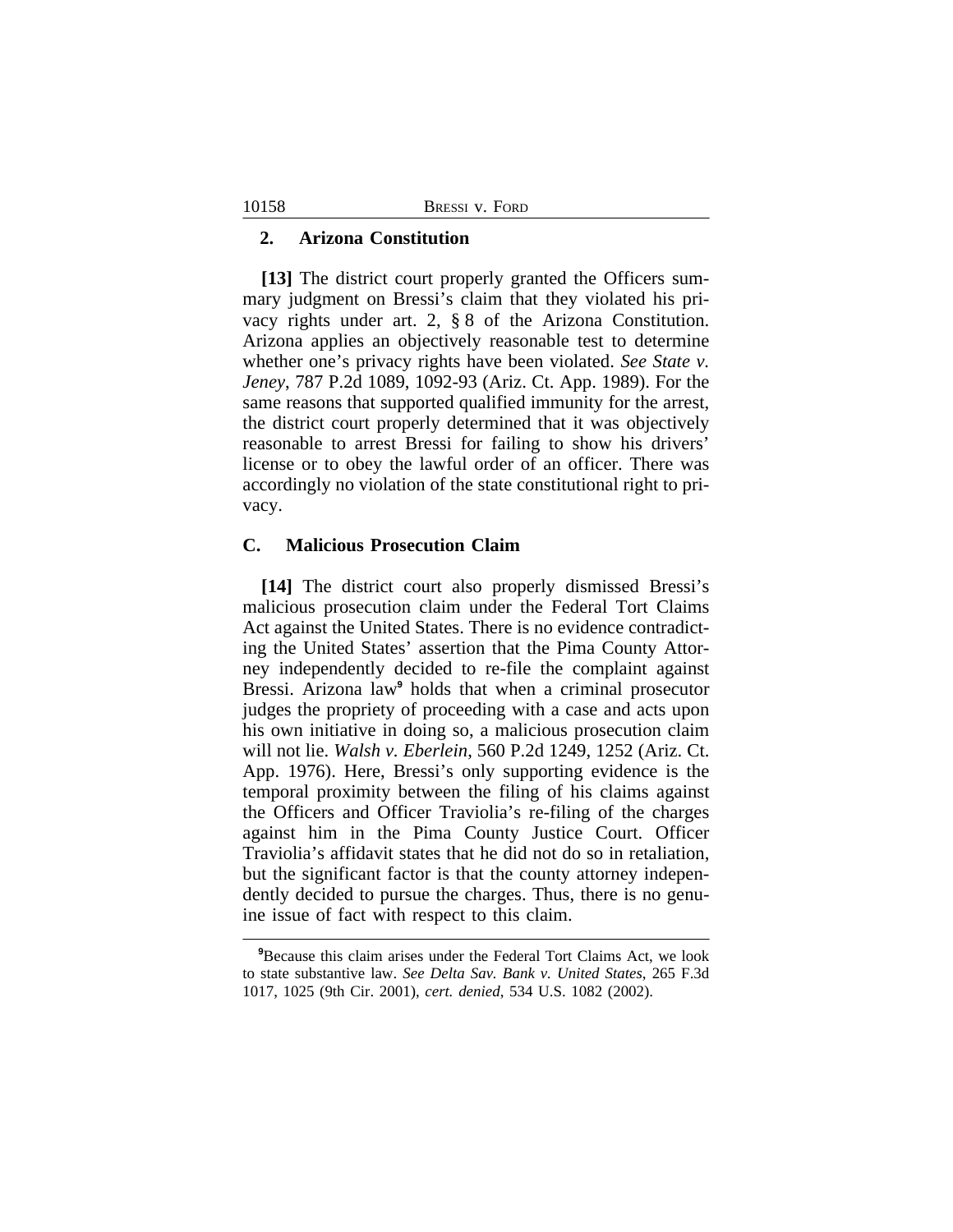### 2. Arizona Constitution

**[13]** The district court properly granted the Officers summary judgment on Bressi's claim that they violated his privacy rights under art. 2, § 8 of the Arizona Constitution. Arizona applies an objectively reasonable test to determine whether one's privacy rights have been violated. *See State v. Jeney*, 787 P.2d 1089, 1092-93 (Ariz. Ct. App. 1989). For the same reasons that supported qualified immunity for the arrest, the district court properly determined that it was objectively reasonable to arrest Bressi for failing to show his drivers' license or to obey the lawful order of an officer. There was accordingly no violation of the state constitutional right to privacy.

## C. Malicious Prosecution Claim

**[14]** The district court also properly dismissed Bressi's malicious prosecution claim under the Federal Tort Claims Act against the United States. There is no evidence contradicting the United States' assertion that the Pima County Attorney independently decided to re-file the complaint against Bressi. Arizona law[9] holds that when a criminal prosecutor judges the propriety of proceeding with a case and acts upon his own initiative in doing so, a malicious prosecution claim will not lie. *Walsh v. Eberlein*, 560 P.2d 1249, 1252 (Ariz. Ct. App. 1976). Here, Bressi's only supporting evidence is the temporal proximity between the filing of his claims against the Officers and Officer Traviolia's re-filing of the charges against him in the Pima County Justice Court. Officer Traviolia's affidavit states that he did not do so in retaliation, but the significant factor is that the county attorney independently decided to pursue the charges. Thus, there is no genuine issue of fact with respect to this claim.

---

[9]Because this claim arises under the Federal Tort Claims Act, we look to state substantive law. *See Delta Sav. Bank v. United States*, 265 F.3d 1017, 1025 (9th Cir. 2001), *cert. denied*, 534 U.S. 1082 (2002).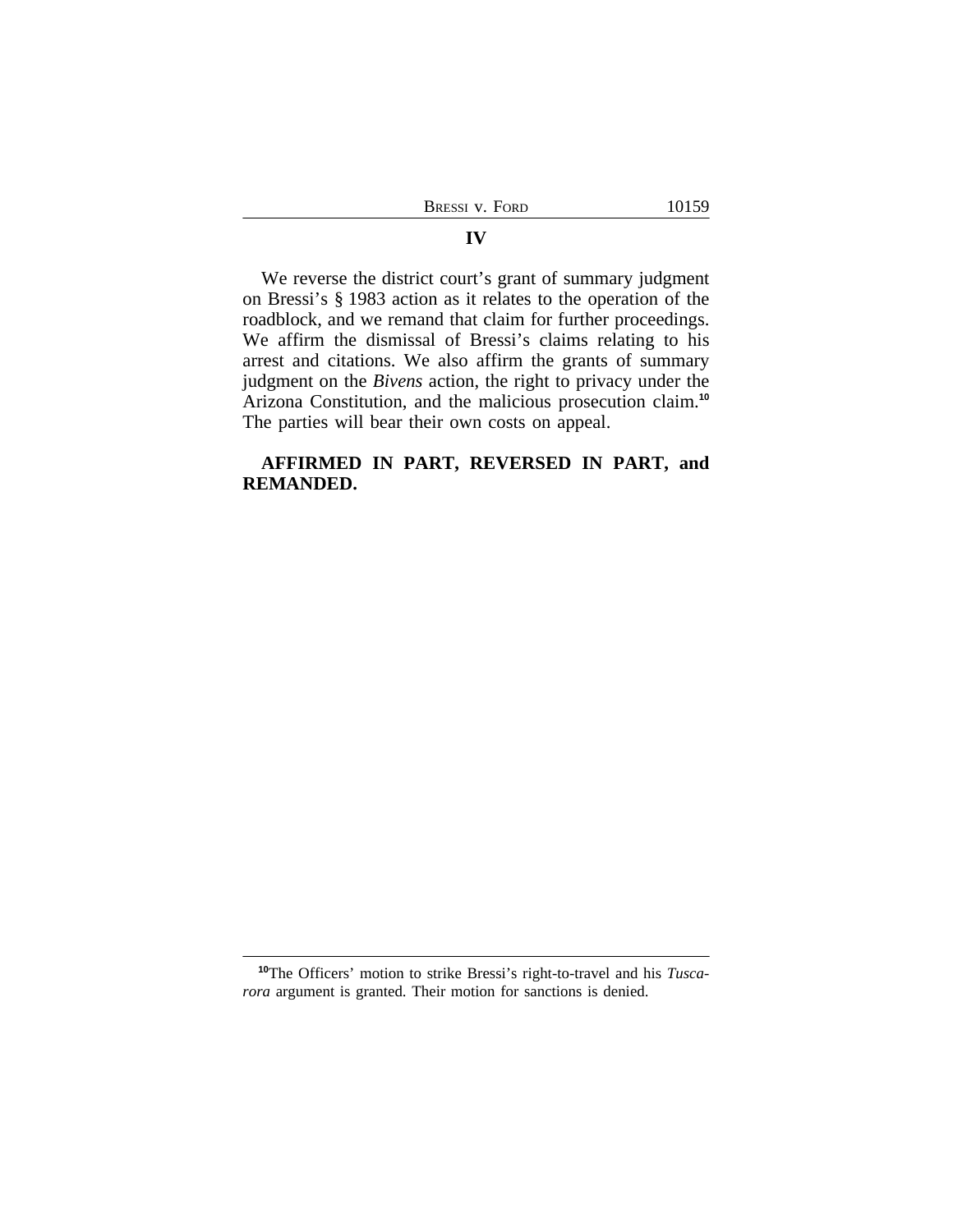## IV

We reverse the district court's grant of summary judgment on Bressi's § 1983 action as it relates to the operation of the roadblock, and we remand that claim for further proceedings. We affirm the dismissal of Bressi's claims relating to his arrest and citations. We also affirm the grants of summary judgment on the *Bivens* action, the right to privacy under the Arizona Constitution, and the malicious prosecution claim.[10] The parties will bear their own costs on appeal.

**AFFIRMED IN PART, REVERSED IN PART, and REMANDED.**

---

[10]The Officers' motion to strike Bressi's right-to-travel and his *Tuscarora* argument is granted. Their motion for sanctions is denied.